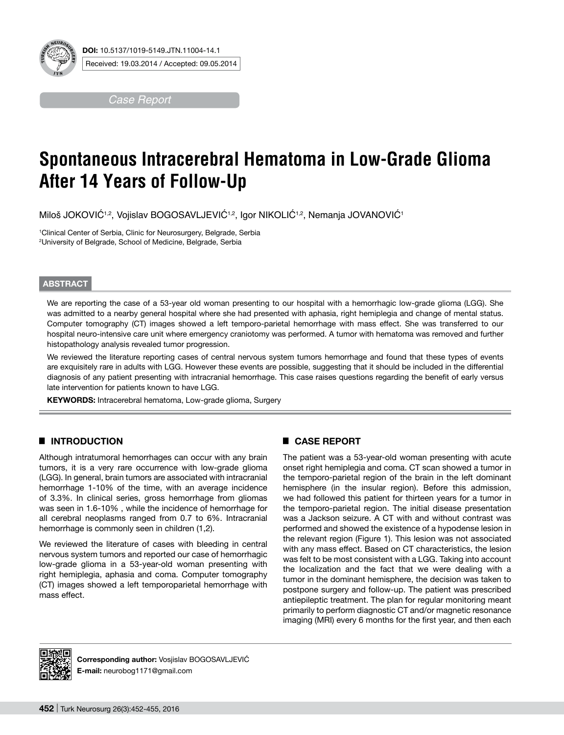**DOI:** 10.5137/1019-5149.JTN.11004-14.1

Received: 19.03.2014 / Accepted: 09.05.2014

*Case Report*

# Spontaneous Intracerebral Hematoma in Low-Grade Glioma After 14 Years of Follow-Up

Miloš JOKOVIĆ[1,2], Vojislav BOGOSAVLJEVIĆ[1,2], Igor NIKOLIĆ[1,2], Nemanja JOVANOVIĆ[1]

[1]Clinical Center of Serbia, Clinic for Neurosurgery, Belgrade, Serbia
[2]University of Belgrade, School of Medicine, Belgrade, Serbia

## ABSTRACT

We are reporting the case of a 53-year old woman presenting to our hospital with a hemorrhagic low-grade glioma (LGG). She was admitted to a nearby general hospital where she had presented with aphasia, right hemiplegia and change of mental status. Computer tomography (CT) images showed a left temporo-parietal hemorrhage with mass effect. She was transferred to our hospital neuro-intensive care unit where emergency craniotomy was performed. A tumor with hematoma was removed and further histopathology analysis revealed tumor progression.

We reviewed the literature reporting cases of central nervous system tumors hemorrhage and found that these types of events are exquisitely rare in adults with LGG. However these events are possible, suggesting that it should be included in the differential diagnosis of any patient presenting with intracranial hemorrhage. This case raises questions regarding the benefit of early versus late intervention for patients known to have LGG.

**KEYWORDS:** Intracerebral hematoma, Low-grade glioma, Surgery

## INTRODUCTION

Although intratumoral hemorrhages can occur with any brain tumors, it is a very rare occurrence with low-grade glioma (LGG). In general, brain tumors are associated with intracranial hemorrhage 1-10% of the time, with an average incidence of 3.3%. In clinical series, gross hemorrhage from gliomas was seen in 1.6-10% , while the incidence of hemorrhage for all cerebral neoplasms ranged from 0.7 to 6%. Intracranial hemorrhage is commonly seen in children (1,2).

We reviewed the literature of cases with bleeding in central nervous system tumors and reported our case of hemorrhagic low-grade glioma in a 53-year-old woman presenting with right hemiplegia, aphasia and coma. Computer tomography (CT) images showed a left temporoparietal hemorrhage with mass effect.

## CASE REPORT

The patient was a 53-year-old woman presenting with acute onset right hemiplegia and coma. CT scan showed a tumor in the temporo-parietal region of the brain in the left dominant hemisphere (in the insular region). Before this admission, we had followed this patient for thirteen years for a tumor in the temporo-parietal region. The initial disease presentation was a Jackson seizure. A CT with and without contrast was performed and showed the existence of a hypodense lesion in the relevant region (Figure 1). This lesion was not associated with any mass effect. Based on CT characteristics, the lesion was felt to be most consistent with a LGG. Taking into account the localization and the fact that we were dealing with a tumor in the dominant hemisphere, the decision was taken to postpone surgery and follow-up. The patient was prescribed antiepileptic treatment. The plan for regular monitoring meant primarily to perform diagnostic CT and/or magnetic resonance imaging (MRI) every 6 months for the first year, and then each

**Corresponding author:** Vosjislav BOGOSAVLJEVIĆ
**E-mail:** neurobog1171@gmail.com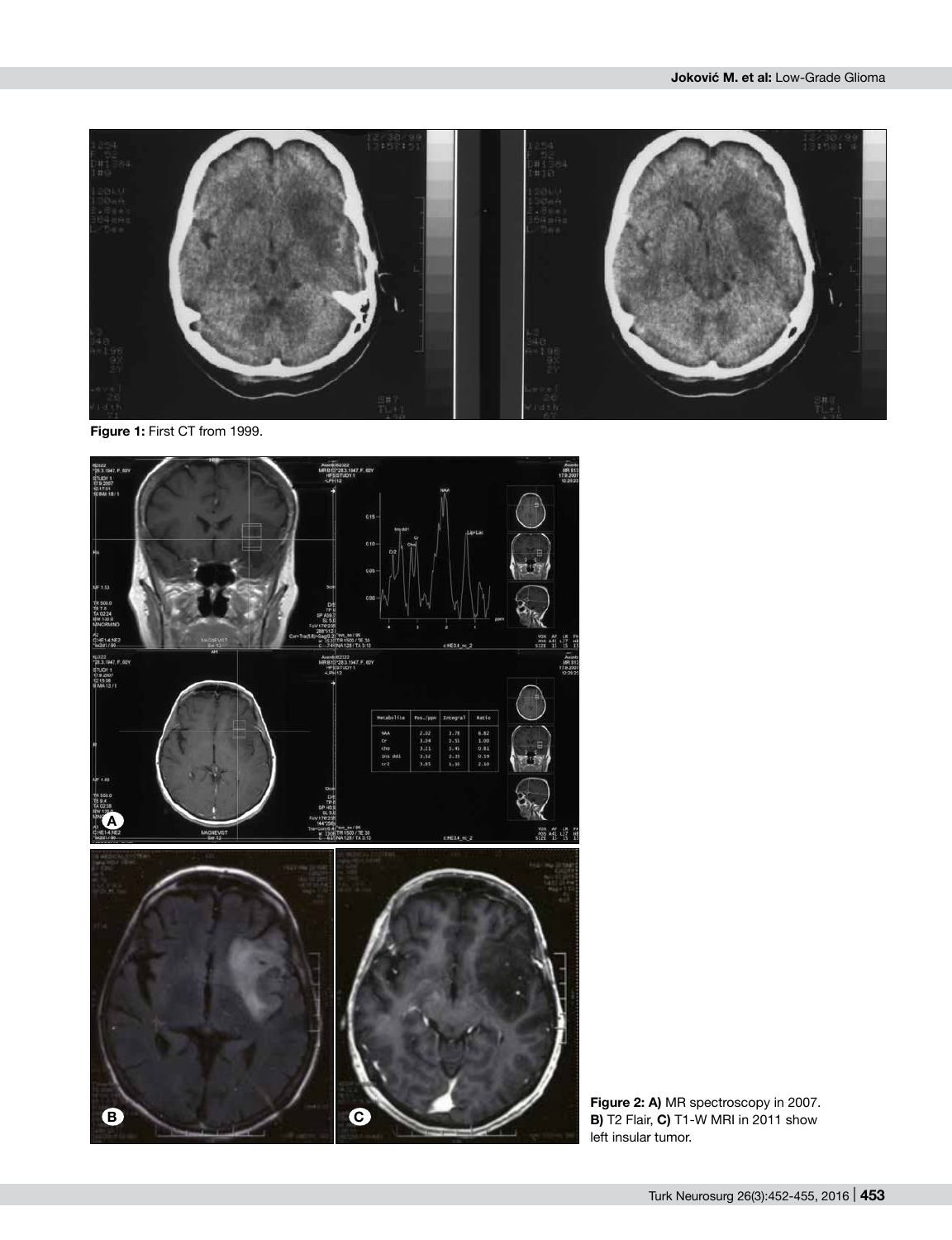**Figure 1:** First CT from 1999.

**Figure 2: A)** MR spectroscopy in 2007. **B)** T2 Flair, **C)** T1-W MRI in 2011 show left insular tumor.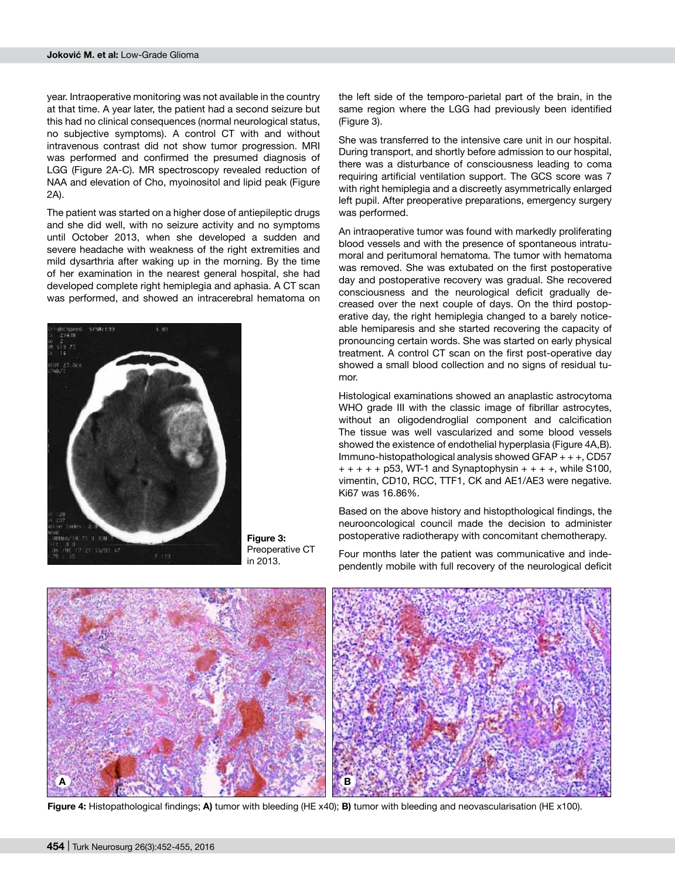year. Intraoperative monitoring was not available in the country at that time. A year later, the patient had a second seizure but this had no clinical consequences (normal neurological status, no subjective symptoms). A control CT with and without intravenous contrast did not show tumor progression. MRI was performed and confirmed the presumed diagnosis of LGG (Figure 2A-C). MR spectroscopy revealed reduction of NAA and elevation of Cho, myoinositol and lipid peak (Figure 2A).

The patient was started on a higher dose of antiepileptic drugs and she did well, with no seizure activity and no symptoms until October 2013, when she developed a sudden and severe headache with weakness of the right extremities and mild dysarthria after waking up in the morning. By the time of her examination in the nearest general hospital, she had developed complete right hemiplegia and aphasia. A CT scan was performed, and showed an intracerebral hematoma on the left side of the temporo-parietal part of the brain, in the same region where the LGG had previously been identified (Figure 3).

**Figure 3:** Preoperative CT in 2013.

She was transferred to the intensive care unit in our hospital. During transport, and shortly before admission to our hospital, there was a disturbance of consciousness leading to coma requiring artificial ventilation support. The GCS score was 7 with right hemiplegia and a discreetly asymmetrically enlarged left pupil. After preoperative preparations, emergency surgery was performed.

An intraoperative tumor was found with markedly proliferating blood vessels and with the presence of spontaneous intratumoral and peritumoral hematoma. The tumor with hematoma was removed. She was extubated on the first postoperative day and postoperative recovery was gradual. She recovered consciousness and the neurological deficit gradually decreased over the next couple of days. On the third postoperative day, the right hemiplegia changed to a barely noticeable hemiparesis and she started recovering the capacity of pronouncing certain words. She was started on early physical treatment. A control CT scan on the first post-operative day showed a small blood collection and no signs of residual tumor.

Histological examinations showed an anaplastic astrocytoma WHO grade III with the classic image of fibrillar astrocytes, without an oligodendroglial component and calcification The tissue was well vascularized and some blood vessels showed the existence of endothelial hyperplasia (Figure 4A,B). Immuno-histopathological analysis showed GFAP + + +, CD57 + + + + + p53, WT-1 and Synaptophysin + + + +, while S100, vimentin, CD10, RCC, TTF1, CK and AE1/AE3 were negative. Ki67 was 16.86%.

Based on the above history and histopthological findings, the neurooncological council made the decision to administer postoperative radiotherapy with concomitant chemotherapy.

Four months later the patient was communicative and independently mobile with full recovery of the neurological deficit

**Figure 4:** Histopathological findings; **A)** tumor with bleeding (HE x40); **B)** tumor with bleeding and neovascularisation (HE x100).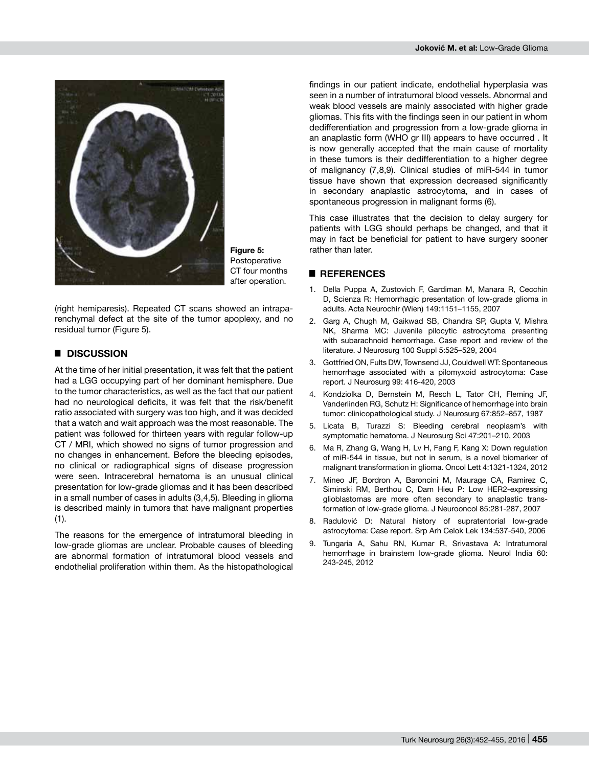Figure 5: Postoperative CT four months after operation.

(right hemiparesis). Repeated CT scans showed an intraparenchymal defect at the site of the tumor apoplexy, and no residual tumor (Figure 5).

## DISCUSSION

At the time of her initial presentation, it was felt that the patient had a LGG occupying part of her dominant hemisphere. Due to the tumor characteristics, as well as the fact that our patient had no neurological deficits, it was felt that the risk/benefit ratio associated with surgery was too high, and it was decided that a watch and wait approach was the most reasonable. The patient was followed for thirteen years with regular follow-up CT / MRI, which showed no signs of tumor progression and no changes in enhancement. Before the bleeding episodes, no clinical or radiographical signs of disease progression were seen. Intracerebral hematoma is an unusual clinical presentation for low-grade gliomas and it has been described in a small number of cases in adults (3,4,5). Bleeding in glioma is described mainly in tumors that have malignant properties (1).

The reasons for the emergence of intratumoral bleeding in low-grade gliomas are unclear. Probable causes of bleeding are abnormal formation of intratumoral blood vessels and endothelial proliferation within them. As the histopathological findings in our patient indicate, endothelial hyperplasia was seen in a number of intratumoral blood vessels. Abnormal and weak blood vessels are mainly associated with higher grade gliomas. This fits with the findings seen in our patient in whom dedifferentiation and progression from a low-grade glioma in an anaplastic form (WHO gr III) appears to have occurred . It is now generally accepted that the main cause of mortality in these tumors is their dedifferentiation to a higher degree of malignancy (7,8,9). Clinical studies of miR-544 in tumor tissue have shown that expression decreased significantly in secondary anaplastic astrocytoma, and in cases of spontaneous progression in malignant forms (6).

This case illustrates that the decision to delay surgery for patients with LGG should perhaps be changed, and that it may in fact be beneficial for patient to have surgery sooner rather than later.

## REFERENCES

1. Della Puppa A, Zustovich F, Gardiman M, Manara R, Cecchin D, Scienza R: Hemorrhagic presentation of low-grade glioma in adults. Acta Neurochir (Wien) 149:1151–1155, 2007
2. Garg A, Chugh M, Gaikwad SB, Chandra SP, Gupta V, Mishra NK, Sharma MC: Juvenile pilocytic astrocytoma presenting with subarachnoid hemorrhage. Case report and review of the literature. J Neurosurg 100 Suppl 5:525–529, 2004
3. Gottfried ON, Fults DW, Townsend JJ, Couldwell WT: Spontaneous hemorrhage associated with a pilomyxoid astrocytoma: Case report. J Neurosurg 99: 416-420, 2003
4. Kondziolka D, Bernstein M, Resch L, Tator CH, Fleming JF, Vanderlinden RG, Schutz H: Significance of hemorrhage into brain tumor: clinicopathological study. J Neurosurg 67:852–857, 1987
5. Licata B, Turazzi S: Bleeding cerebral neoplasm's with symptomatic hematoma. J Neurosurg Sci 47:201–210, 2003
6. Ma R, Zhang G, Wang H, Lv H, Fang F, Kang X: Down regulation of miR-544 in tissue, but not in serum, is a novel biomarker of malignant transformation in glioma. Oncol Lett 4:1321-1324, 2012
7. Mineo JF, Bordron A, Baroncini M, Maurage CA, Ramirez C, Siminski RM, Berthou C, Dam Hieu P: Low HER2-expressing glioblastomas are more often secondary to anaplastic transformation of low-grade glioma. J Neurooncol 85:281-287, 2007
8. Radulović D: Natural history of supratentorial low-grade astrocytoma: Case report. Srp Arh Celok Lek 134:537-540, 2006
9. Tungaria A, Sahu RN, Kumar R, Srivastava A: Intratumoral hemorrhage in brainstem low-grade glioma. Neurol India 60: 243-245, 2012